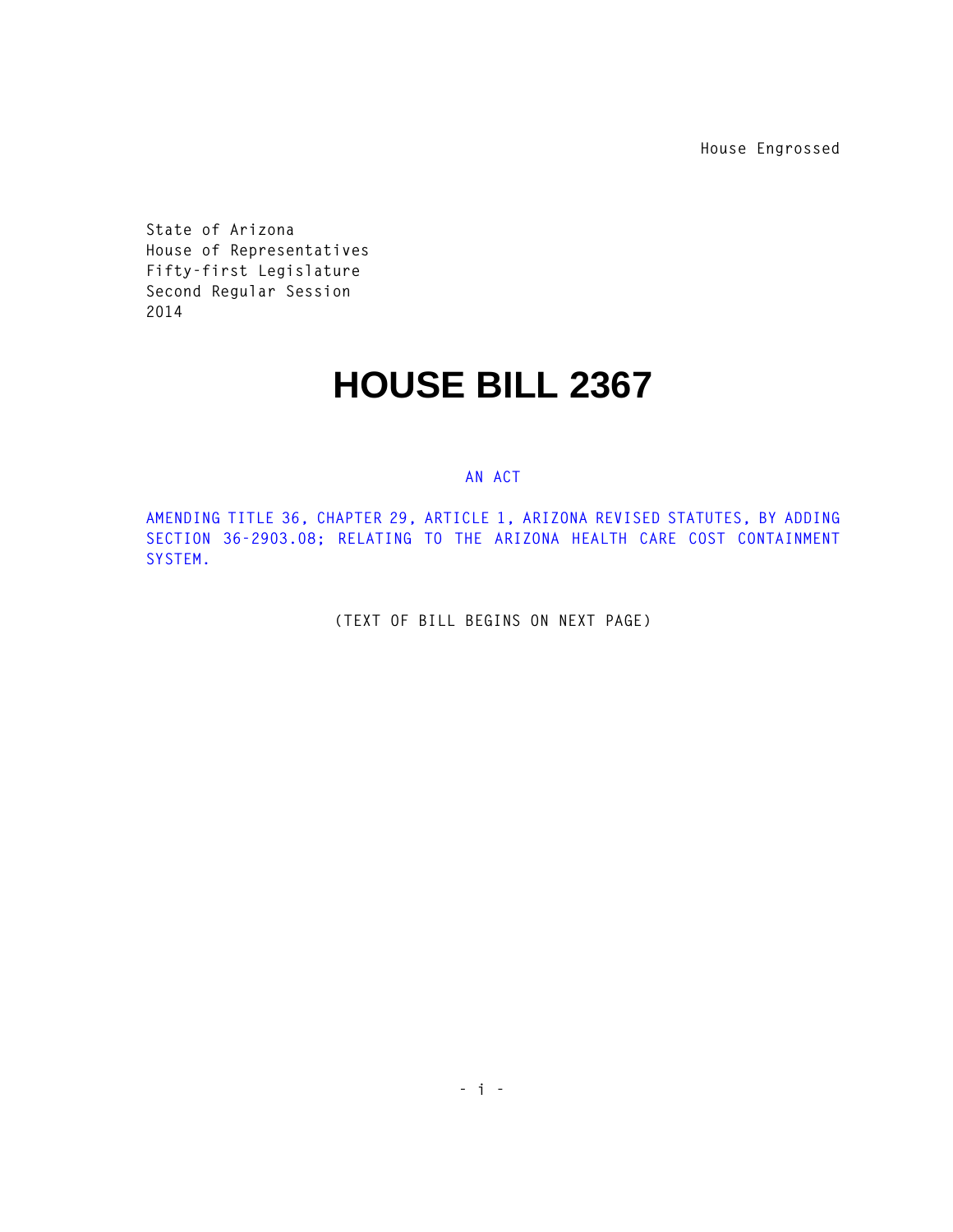House Engrossed

State of Arizona
House of Representatives
Fifty-first Legislature
Second Regular Session
2014

# HOUSE BILL 2367

AN ACT

AMENDING TITLE 36, CHAPTER 29, ARTICLE 1, ARIZONA REVISED STATUTES, BY ADDING SECTION 36-2903.08; RELATING TO THE ARIZONA HEALTH CARE COST CONTAINMENT SYSTEM.

(TEXT OF BILL BEGINS ON NEXT PAGE)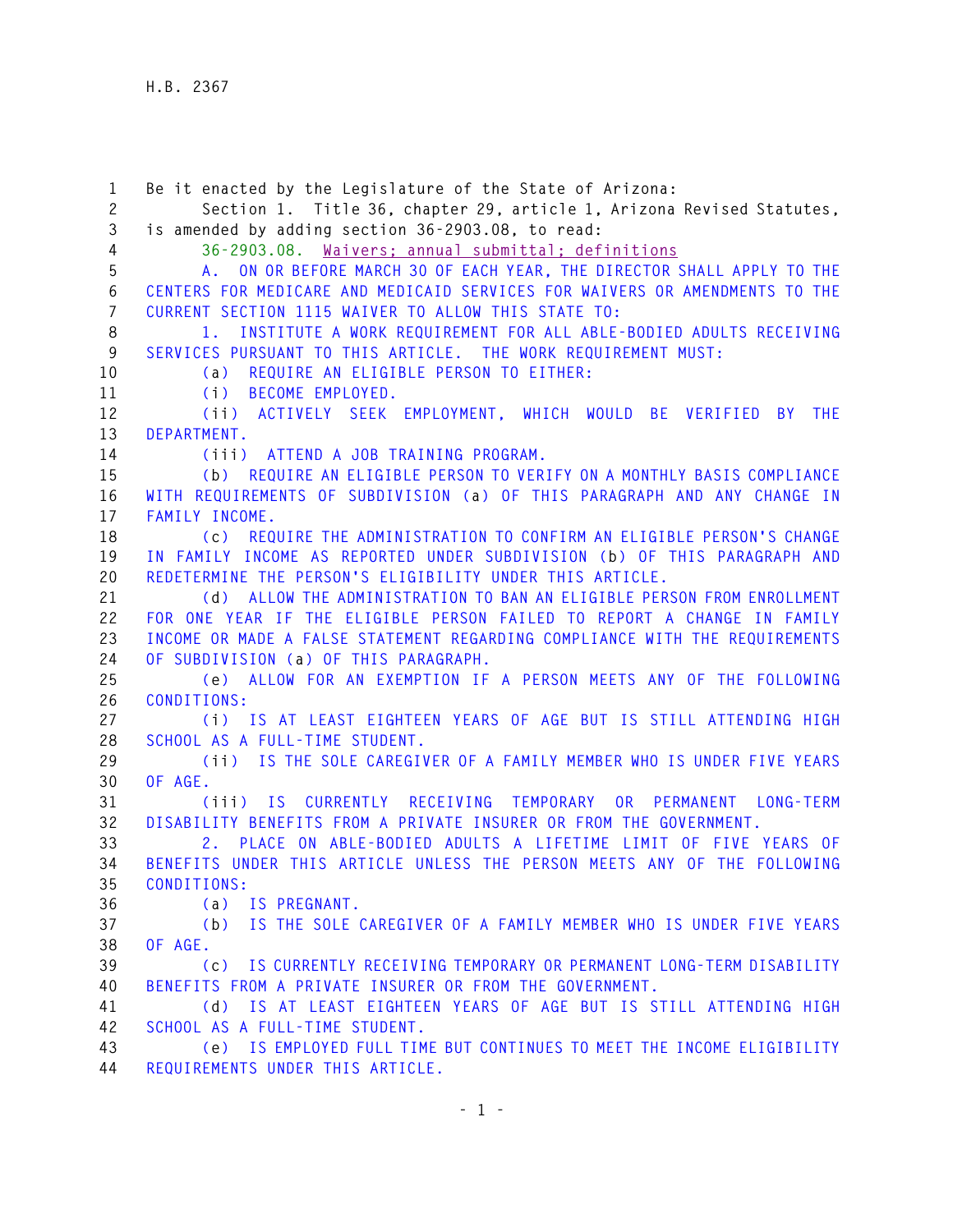Be it enacted by the Legislature of the State of Arizona:

Section 1. Title 36, chapter 29, article 1, Arizona Revised Statutes, is amended by adding section 36-2903.08, to read:

36-2903.08. Waivers; annual submittal; definitions

A. ON OR BEFORE MARCH 30 OF EACH YEAR, THE DIRECTOR SHALL APPLY TO THE CENTERS FOR MEDICARE AND MEDICAID SERVICES FOR WAIVERS OR AMENDMENTS TO THE CURRENT SECTION 1115 WAIVER TO ALLOW THIS STATE TO:

1. INSTITUTE A WORK REQUIREMENT FOR ALL ABLE-BODIED ADULTS RECEIVING SERVICES PURSUANT TO THIS ARTICLE. THE WORK REQUIREMENT MUST:

(a) REQUIRE AN ELIGIBLE PERSON TO EITHER:

(i) BECOME EMPLOYED.

(ii) ACTIVELY SEEK EMPLOYMENT, WHICH WOULD BE VERIFIED BY THE DEPARTMENT.

(iii) ATTEND A JOB TRAINING PROGRAM.

(b) REQUIRE AN ELIGIBLE PERSON TO VERIFY ON A MONTHLY BASIS COMPLIANCE WITH REQUIREMENTS OF SUBDIVISION (a) OF THIS PARAGRAPH AND ANY CHANGE IN FAMILY INCOME.

(c) REQUIRE THE ADMINISTRATION TO CONFIRM AN ELIGIBLE PERSON'S CHANGE IN FAMILY INCOME AS REPORTED UNDER SUBDIVISION (b) OF THIS PARAGRAPH AND REDETERMINE THE PERSON'S ELIGIBILITY UNDER THIS ARTICLE.

(d) ALLOW THE ADMINISTRATION TO BAN AN ELIGIBLE PERSON FROM ENROLLMENT FOR ONE YEAR IF THE ELIGIBLE PERSON FAILED TO REPORT A CHANGE IN FAMILY INCOME OR MADE A FALSE STATEMENT REGARDING COMPLIANCE WITH THE REQUIREMENTS OF SUBDIVISION (a) OF THIS PARAGRAPH.

(e) ALLOW FOR AN EXEMPTION IF A PERSON MEETS ANY OF THE FOLLOWING CONDITIONS:

(i) IS AT LEAST EIGHTEEN YEARS OF AGE BUT IS STILL ATTENDING HIGH SCHOOL AS A FULL-TIME STUDENT.

(ii) IS THE SOLE CAREGIVER OF A FAMILY MEMBER WHO IS UNDER FIVE YEARS OF AGE.

(iii) IS CURRENTLY RECEIVING TEMPORARY OR PERMANENT LONG-TERM DISABILITY BENEFITS FROM A PRIVATE INSURER OR FROM THE GOVERNMENT.

2. PLACE ON ABLE-BODIED ADULTS A LIFETIME LIMIT OF FIVE YEARS OF BENEFITS UNDER THIS ARTICLE UNLESS THE PERSON MEETS ANY OF THE FOLLOWING CONDITIONS:

(a) IS PREGNANT.

(b) IS THE SOLE CAREGIVER OF A FAMILY MEMBER WHO IS UNDER FIVE YEARS OF AGE.

(c) IS CURRENTLY RECEIVING TEMPORARY OR PERMANENT LONG-TERM DISABILITY BENEFITS FROM A PRIVATE INSURER OR FROM THE GOVERNMENT.

(d) IS AT LEAST EIGHTEEN YEARS OF AGE BUT IS STILL ATTENDING HIGH SCHOOL AS A FULL-TIME STUDENT.

(e) IS EMPLOYED FULL TIME BUT CONTINUES TO MEET THE INCOME ELIGIBILITY REQUIREMENTS UNDER THIS ARTICLE.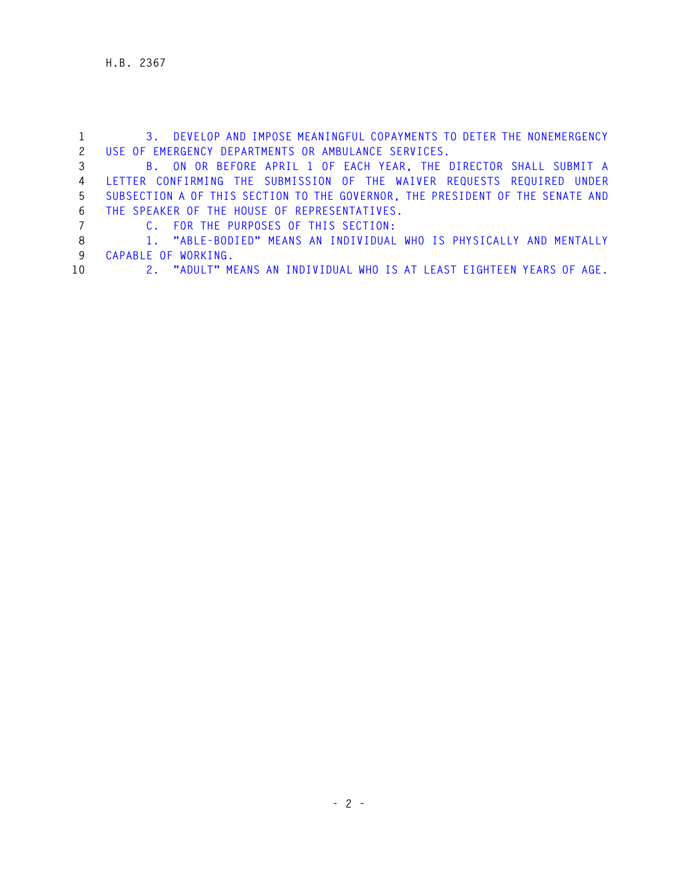3. DEVELOP AND IMPOSE MEANINGFUL COPAYMENTS TO DETER THE NONEMERGENCY USE OF EMERGENCY DEPARTMENTS OR AMBULANCE SERVICES.

B. ON OR BEFORE APRIL 1 OF EACH YEAR, THE DIRECTOR SHALL SUBMIT A LETTER CONFIRMING THE SUBMISSION OF THE WAIVER REQUESTS REQUIRED UNDER SUBSECTION A OF THIS SECTION TO THE GOVERNOR, THE PRESIDENT OF THE SENATE AND THE SPEAKER OF THE HOUSE OF REPRESENTATIVES.

C. FOR THE PURPOSES OF THIS SECTION:

1. "ABLE-BODIED" MEANS AN INDIVIDUAL WHO IS PHYSICALLY AND MENTALLY CAPABLE OF WORKING.

2. "ADULT" MEANS AN INDIVIDUAL WHO IS AT LEAST EIGHTEEN YEARS OF AGE.